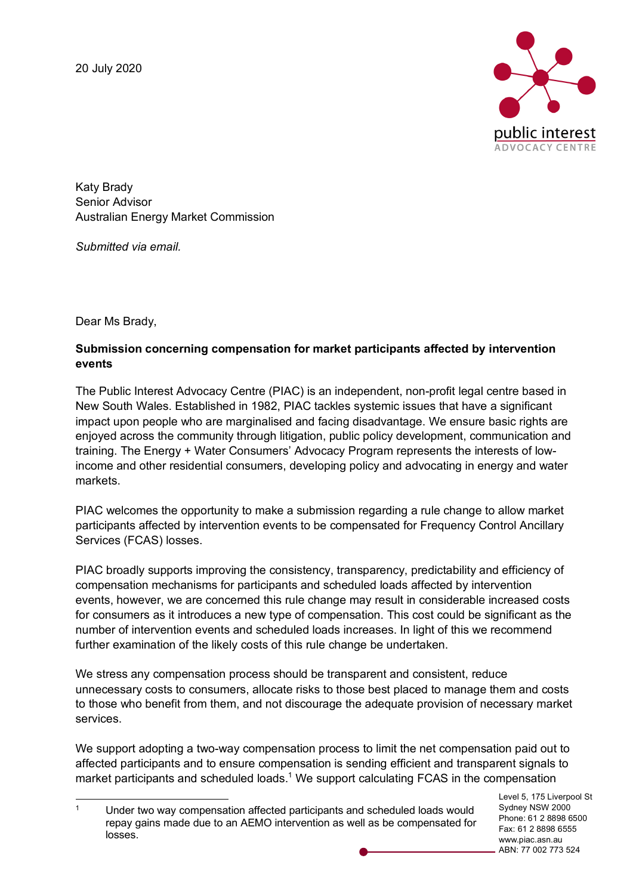20 July 2020

Katy Brady
Senior Advisor
Australian Energy Market Commission

*Submitted via email.*

Dear Ms Brady,

**Submission concerning compensation for market participants affected by intervention events**

The Public Interest Advocacy Centre (PIAC) is an independent, non-profit legal centre based in New South Wales. Established in 1982, PIAC tackles systemic issues that have a significant impact upon people who are marginalised and facing disadvantage. We ensure basic rights are enjoyed across the community through litigation, public policy development, communication and training. The Energy + Water Consumers' Advocacy Program represents the interests of low-income and other residential consumers, developing policy and advocating in energy and water markets.

PIAC welcomes the opportunity to make a submission regarding a rule change to allow market participants affected by intervention events to be compensated for Frequency Control Ancillary Services (FCAS) losses.

PIAC broadly supports improving the consistency, transparency, predictability and efficiency of compensation mechanisms for participants and scheduled loads affected by intervention events, however, we are concerned this rule change may result in considerable increased costs for consumers as it introduces a new type of compensation. This cost could be significant as the number of intervention events and scheduled loads increases. In light of this we recommend further examination of the likely costs of this rule change be undertaken.

We stress any compensation process should be transparent and consistent, reduce unnecessary costs to consumers, allocate risks to those best placed to manage them and costs to those who benefit from them, and not discourage the adequate provision of necessary market services.

We support adopting a two-way compensation process to limit the net compensation paid out to affected participants and to ensure compensation is sending efficient and transparent signals to market participants and scheduled loads.[1] We support calculating FCAS in the compensation

[1] Under two way compensation affected participants and scheduled loads would repay gains made due to an AEMO intervention as well as be compensated for losses.

Level 5, 175 Liverpool St
Sydney NSW 2000
Phone: 61 2 8898 6500
Fax: 61 2 8898 6555
www.piac.asn.au
ABN: 77 002 773 524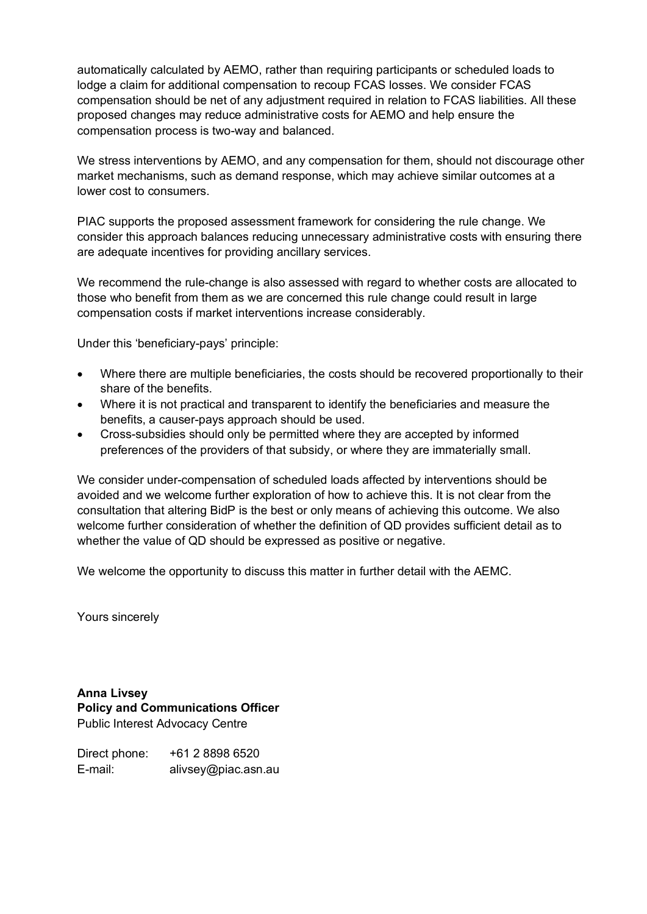automatically calculated by AEMO, rather than requiring participants or scheduled loads to lodge a claim for additional compensation to recoup FCAS losses. We consider FCAS compensation should be net of any adjustment required in relation to FCAS liabilities. All these proposed changes may reduce administrative costs for AEMO and help ensure the compensation process is two-way and balanced.

We stress interventions by AEMO, and any compensation for them, should not discourage other market mechanisms, such as demand response, which may achieve similar outcomes at a lower cost to consumers.

PIAC supports the proposed assessment framework for considering the rule change. We consider this approach balances reducing unnecessary administrative costs with ensuring there are adequate incentives for providing ancillary services.

We recommend the rule-change is also assessed with regard to whether costs are allocated to those who benefit from them as we are concerned this rule change could result in large compensation costs if market interventions increase considerably.

Under this 'beneficiary-pays' principle:

- Where there are multiple beneficiaries, the costs should be recovered proportionally to their share of the benefits.
- Where it is not practical and transparent to identify the beneficiaries and measure the benefits, a causer-pays approach should be used.
- Cross-subsidies should only be permitted where they are accepted by informed preferences of the providers of that subsidy, or where they are immaterially small.

We consider under-compensation of scheduled loads affected by interventions should be avoided and we welcome further exploration of how to achieve this. It is not clear from the consultation that altering BidP is the best or only means of achieving this outcome. We also welcome further consideration of whether the definition of QD provides sufficient detail as to whether the value of QD should be expressed as positive or negative.

We welcome the opportunity to discuss this matter in further detail with the AEMC.

Yours sincerely

**Anna Livsey**
**Policy and Communications Officer**
Public Interest Advocacy Centre

Direct phone: +61 2 8898 6520
E-mail: alivsey@piac.asn.au